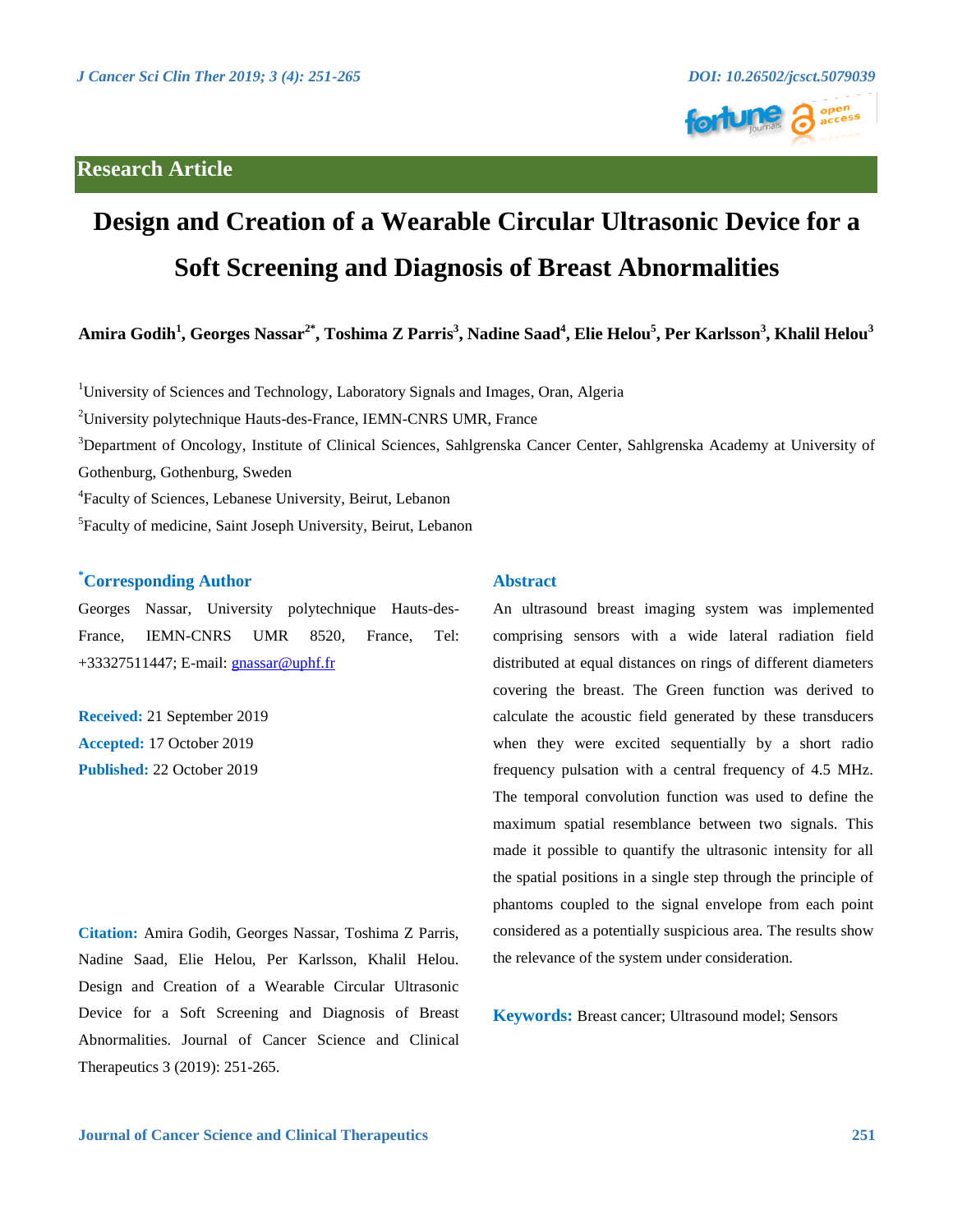Research Article

# Design and Creation of a Wearable Circular Ultrasonic Device for a Soft Screening and Diagnosis of Breast Abnormalities

**Amira Godih[1], Georges Nassar[2*], Toshima Z Parris[3], Nadine Saad[4], Elie Helou[5], Per Karlsson[3], Khalil Helou[3]**

[1]University of Sciences and Technology, Laboratory Signals and Images, Oran, Algeria

[2]University polytechnique Hauts-des-France, IEMN-CNRS UMR, France

[3]Department of Oncology, Institute of Clinical Sciences, Sahlgrenska Cancer Center, Sahlgrenska Academy at University of Gothenburg, Gothenburg, Sweden

[4]Faculty of Sciences, Lebanese University, Beirut, Lebanon

[5]Faculty of medicine, Saint Joseph University, Beirut, Lebanon

### *Corresponding Author

Georges Nassar, University polytechnique Hauts-des-France, IEMN-CNRS UMR 8520, France, Tel: +33327511447; E-mail: gnassar@uphf.fr

**Received:** 21 September 2019

**Accepted:** 17 October 2019

**Published:** 22 October 2019

**Citation:** Amira Godih, Georges Nassar, Toshima Z Parris, Nadine Saad, Elie Helou, Per Karlsson, Khalil Helou. Design and Creation of a Wearable Circular Ultrasonic Device for a Soft Screening and Diagnosis of Breast Abnormalities. Journal of Cancer Science and Clinical Therapeutics 3 (2019): 251-265.

### Abstract

An ultrasound breast imaging system was implemented comprising sensors with a wide lateral radiation field distributed at equal distances on rings of different diameters covering the breast. The Green function was derived to calculate the acoustic field generated by these transducers when they were excited sequentially by a short radio frequency pulsation with a central frequency of 4.5 MHz. The temporal convolution function was used to define the maximum spatial resemblance between two signals. This made it possible to quantify the ultrasonic intensity for all the spatial positions in a single step through the principle of phantoms coupled to the signal envelope from each point considered as a potentially suspicious area. The results show the relevance of the system under consideration.

**Keywords:** Breast cancer; Ultrasound model; Sensors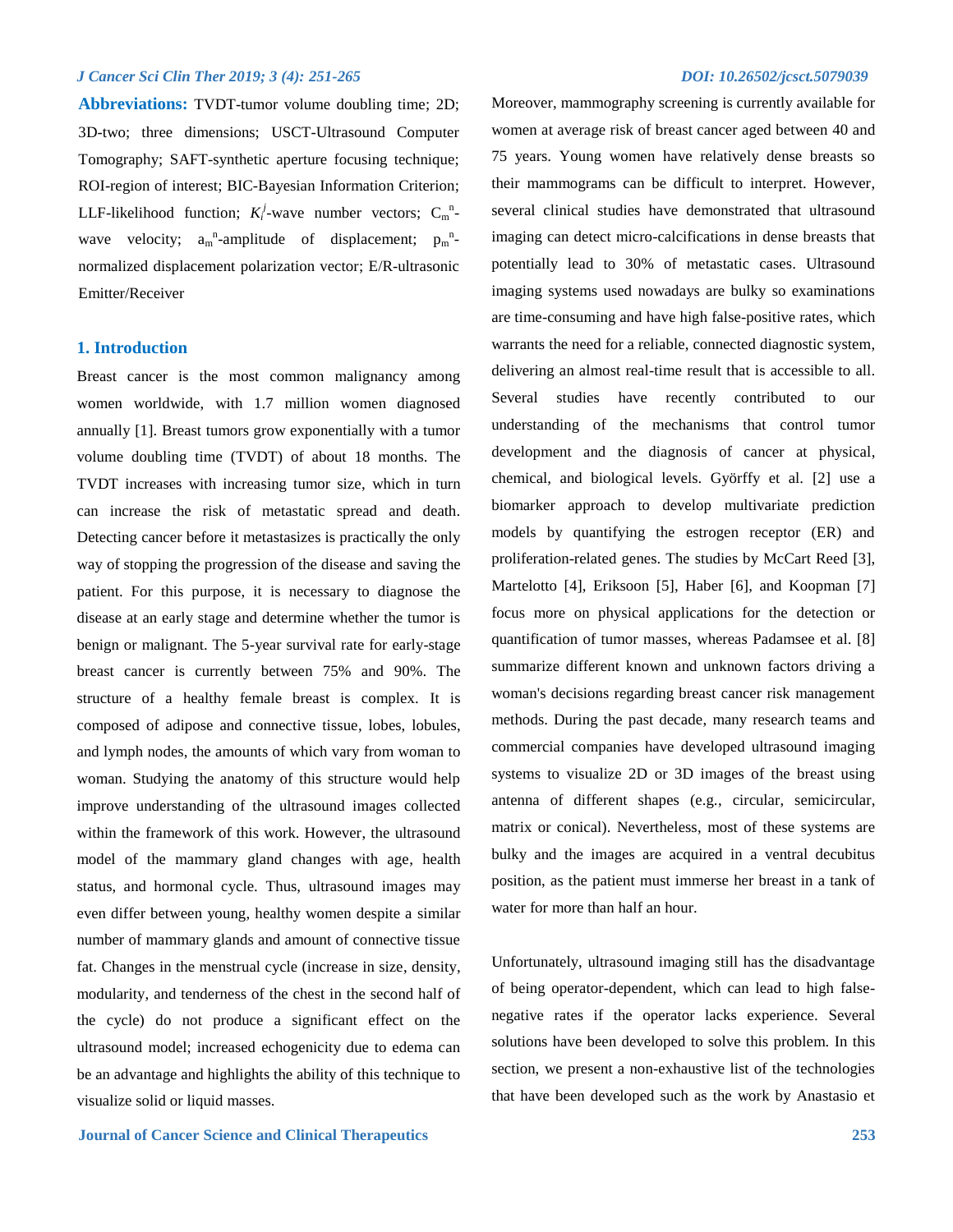**Abbreviations:** TVDT-tumor volume doubling time; 2D; 3D-two; three dimensions; USCT-Ultrasound Computer Tomography; SAFT-synthetic aperture focusing technique; ROI-region of interest; BIC-Bayesian Information Criterion; LLF-likelihood function; $K_i^j$-wave number vectors; $C_m^n$-wave velocity; $a_m^n$-amplitude of displacement; $p_m^n$-normalized displacement polarization vector; E/R-ultrasonic Emitter/Receiver

## 1. Introduction

Breast cancer is the most common malignancy among women worldwide, with 1.7 million women diagnosed annually [1]. Breast tumors grow exponentially with a tumor volume doubling time (TVDT) of about 18 months. The TVDT increases with increasing tumor size, which in turn can increase the risk of metastatic spread and death. Detecting cancer before it metastasizes is practically the only way of stopping the progression of the disease and saving the patient. For this purpose, it is necessary to diagnose the disease at an early stage and determine whether the tumor is benign or malignant. The 5-year survival rate for early-stage breast cancer is currently between 75% and 90%. The structure of a healthy female breast is complex. It is composed of adipose and connective tissue, lobes, lobules, and lymph nodes, the amounts of which vary from woman to woman. Studying the anatomy of this structure would help improve understanding of the ultrasound images collected within the framework of this work. However, the ultrasound model of the mammary gland changes with age, health status, and hormonal cycle. Thus, ultrasound images may even differ between young, healthy women despite a similar number of mammary glands and amount of connective tissue fat. Changes in the menstrual cycle (increase in size, density, modularity, and tenderness of the chest in the second half of the cycle) do not produce a significant effect on the ultrasound model; increased echogenicity due to edema can be an advantage and highlights the ability of this technique to visualize solid or liquid masses. Moreover, mammography screening is currently available for women at average risk of breast cancer aged between 40 and 75 years. Young women have relatively dense breasts so their mammograms can be difficult to interpret. However, several clinical studies have demonstrated that ultrasound imaging can detect micro-calcifications in dense breasts that potentially lead to 30% of metastatic cases. Ultrasound imaging systems used nowadays are bulky so examinations are time-consuming and have high false-positive rates, which warrants the need for a reliable, connected diagnostic system, delivering an almost real-time result that is accessible to all. Several studies have recently contributed to our understanding of the mechanisms that control tumor development and the diagnosis of cancer at physical, chemical, and biological levels. Györffy et al. [2] use a biomarker approach to develop multivariate prediction models by quantifying the estrogen receptor (ER) and proliferation-related genes. The studies by McCart Reed [3], Martelotto [4], Erikssoon [5], Haber [6], and Koopman [7] focus more on physical applications for the detection or quantification of tumor masses, whereas Padamsee et al. [8] summarize different known and unknown factors driving a woman's decisions regarding breast cancer risk management methods. During the past decade, many research teams and commercial companies have developed ultrasound imaging systems to visualize 2D or 3D images of the breast using antenna of different shapes (e.g., circular, semicircular, matrix or conical). Nevertheless, most of these systems are bulky and the images are acquired in a ventral decubitus position, as the patient must immerse her breast in a tank of water for more than half an hour.

Unfortunately, ultrasound imaging still has the disadvantage of being operator-dependent, which can lead to high false-negative rates if the operator lacks experience. Several solutions have been developed to solve this problem. In this section, we present a non-exhaustive list of the technologies that have been developed such as the work by Anastasio et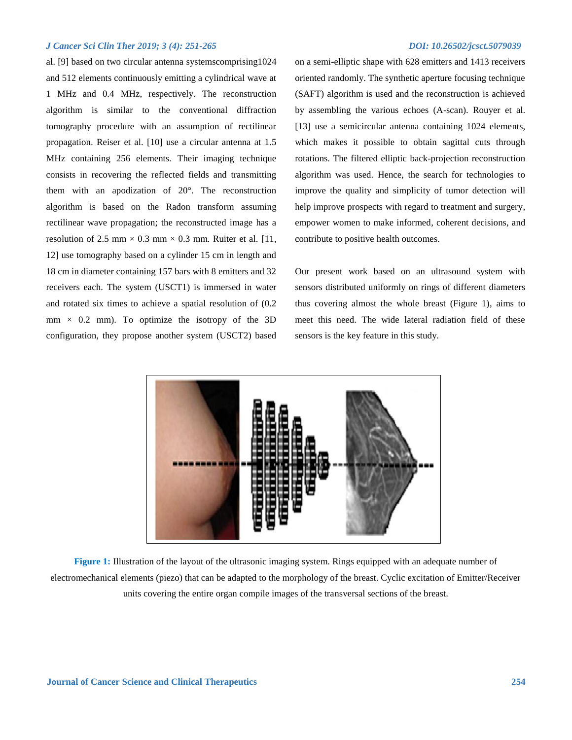al. [9] based on two circular antenna systemscomprising1024 and 512 elements continuously emitting a cylindrical wave at 1 MHz and 0.4 MHz, respectively. The reconstruction algorithm is similar to the conventional diffraction tomography procedure with an assumption of rectilinear propagation. Reiser et al. [10] use a circular antenna at 1.5 MHz containing 256 elements. Their imaging technique consists in recovering the reflected fields and transmitting them with an apodization of 20°. The reconstruction algorithm is based on the Radon transform assuming rectilinear wave propagation; the reconstructed image has a resolution of 2.5 mm × 0.3 mm × 0.3 mm. Ruiter et al. [11, 12] use tomography based on a cylinder 15 cm in length and 18 cm in diameter containing 157 bars with 8 emitters and 32 receivers each. The system (USCT1) is immersed in water and rotated six times to achieve a spatial resolution of (0.2 mm × 0.2 mm). To optimize the isotropy of the 3D configuration, they propose another system (USCT2) based on a semi-elliptic shape with 628 emitters and 1413 receivers oriented randomly. The synthetic aperture focusing technique (SAFT) algorithm is used and the reconstruction is achieved by assembling the various echoes (A-scan). Rouyer et al. [13] use a semicircular antenna containing 1024 elements, which makes it possible to obtain sagittal cuts through rotations. The filtered elliptic back-projection reconstruction algorithm was used. Hence, the search for technologies to improve the quality and simplicity of tumor detection will help improve prospects with regard to treatment and surgery, empower women to make informed, coherent decisions, and contribute to positive health outcomes.

Our present work based on an ultrasound system with sensors distributed uniformly on rings of different diameters thus covering almost the whole breast (Figure 1), aims to meet this need. The wide lateral radiation field of these sensors is the key feature in this study.

**Figure 1:** Illustration of the layout of the ultrasonic imaging system. Rings equipped with an adequate number of electromechanical elements (piezo) that can be adapted to the morphology of the breast. Cyclic excitation of Emitter/Receiver units covering the entire organ compile images of the transversal sections of the breast.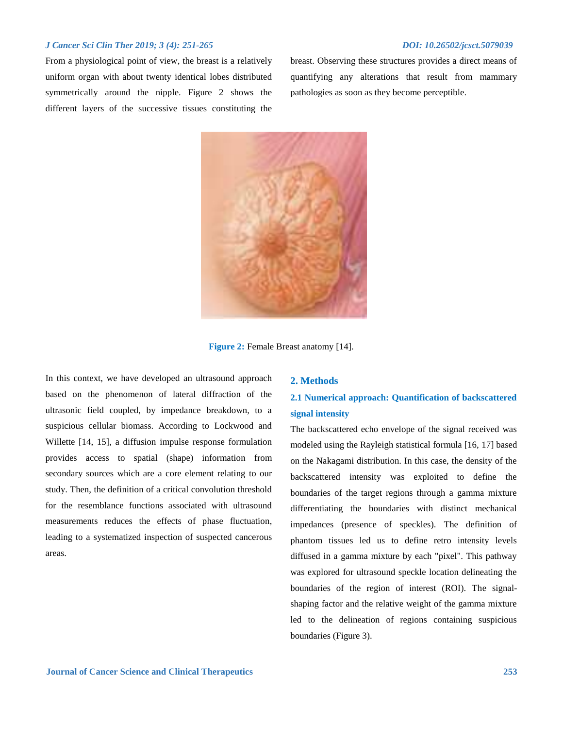From a physiological point of view, the breast is a relatively uniform organ with about twenty identical lobes distributed symmetrically around the nipple. Figure 2 shows the different layers of the successive tissues constituting the breast. Observing these structures provides a direct means of quantifying any alterations that result from mammary pathologies as soon as they become perceptible.

**Figure 2:** Female Breast anatomy [14].

In this context, we have developed an ultrasound approach based on the phenomenon of lateral diffraction of the ultrasonic field coupled, by impedance breakdown, to a suspicious cellular biomass. According to Lockwood and Willette [14, 15], a diffusion impulse response formulation provides access to spatial (shape) information from secondary sources which are a core element relating to our study. Then, the definition of a critical convolution threshold for the resemblance functions associated with ultrasound measurements reduces the effects of phase fluctuation, leading to a systematized inspection of suspected cancerous areas.

## 2. Methods

### 2.1 Numerical approach: Quantification of backscattered signal intensity

The backscattered echo envelope of the signal received was modeled using the Rayleigh statistical formula [16, 17] based on the Nakagami distribution. In this case, the density of the backscattered intensity was exploited to define the boundaries of the target regions through a gamma mixture differentiating the boundaries with distinct mechanical impedances (presence of speckles). The definition of phantom tissues led us to define retro intensity levels diffused in a gamma mixture by each "pixel". This pathway was explored for ultrasound speckle location delineating the boundaries of the region of interest (ROI). The signal-shaping factor and the relative weight of the gamma mixture led to the delineation of regions containing suspicious boundaries (Figure 3).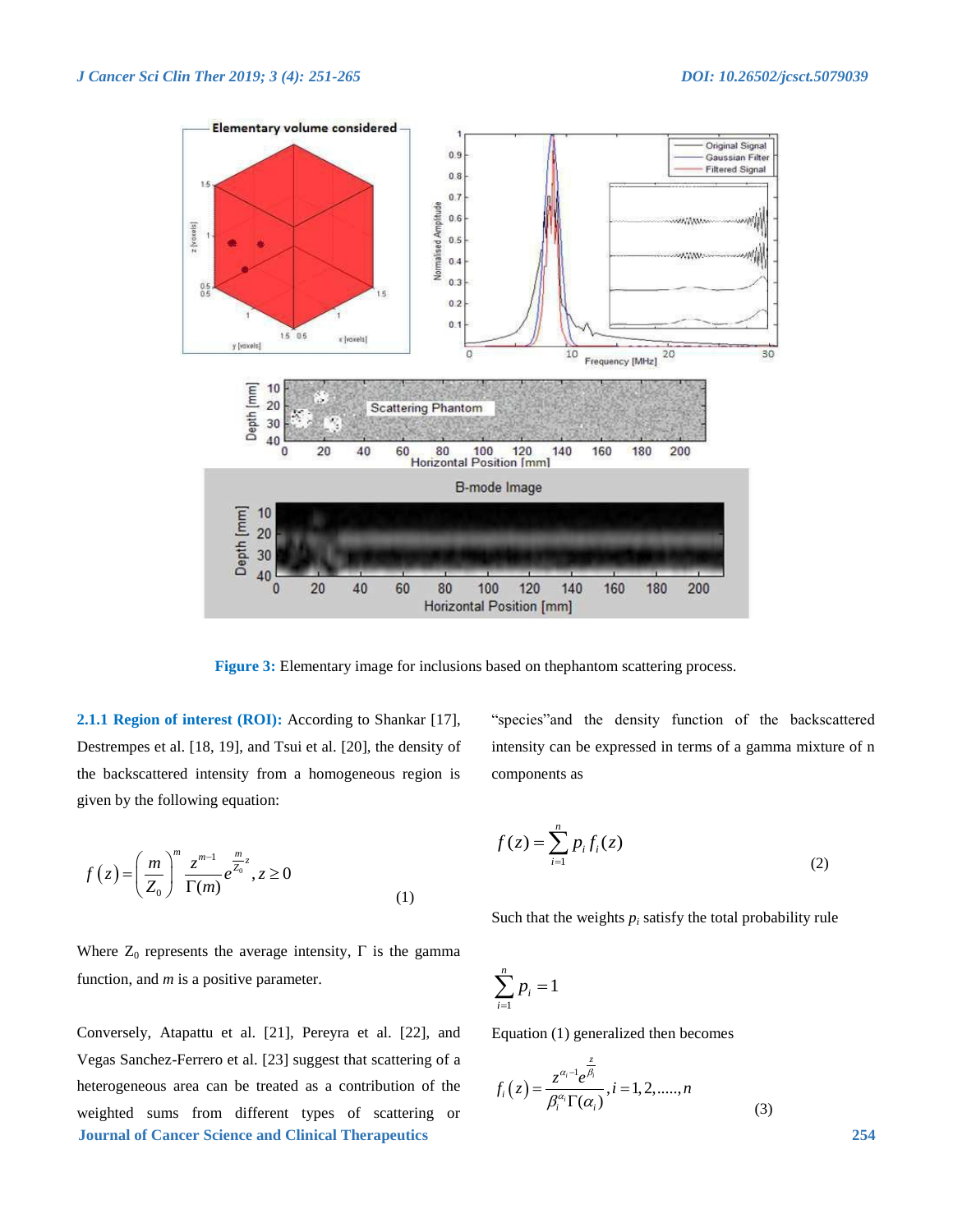Figure 3: Elementary image for inclusions based on thephantom scattering process.

**2.1.1 Region of interest (ROI):** According to Shankar [17], Destrempes et al. [18, 19], and Tsui et al. [20], the density of the backscattered intensity from a homogeneous region is given by the following equation:

$$f(z) = \left(\frac{m}{Z_0}\right)^m \frac{z^{m-1}}{\Gamma(m)} e^{\frac{m}{Z_0}z}, z \geq 0 \quad (1)$$

Where $Z_0$ represents the average intensity, $\Gamma$ is the gamma function, and $m$ is a positive parameter.

Conversely, Atapattu et al. [21], Pereyra et al. [22], and Vegas Sanchez-Ferrero et al. [23] suggest that scattering of a heterogeneous area can be treated as a contribution of the weighted sums from different types of scattering or "species"and the density function of the backscattered intensity can be expressed in terms of a gamma mixture of n components as

$$f(z) = \sum_{i=1}^{n} p_i f_i(z) \quad (2)$$

Such that the weights $p_i$ satisfy the total probability rule

$$\sum_{i=1}^{n} p_i = 1$$

Equation (1) generalized then becomes

$$f_i(z) = \frac{z^{\alpha_i - 1} e^{\frac{z}{\beta_i}}}{\beta_i^{\alpha_i} \Gamma(\alpha_i)}, i = 1, 2, \ldots, n \quad (3)$$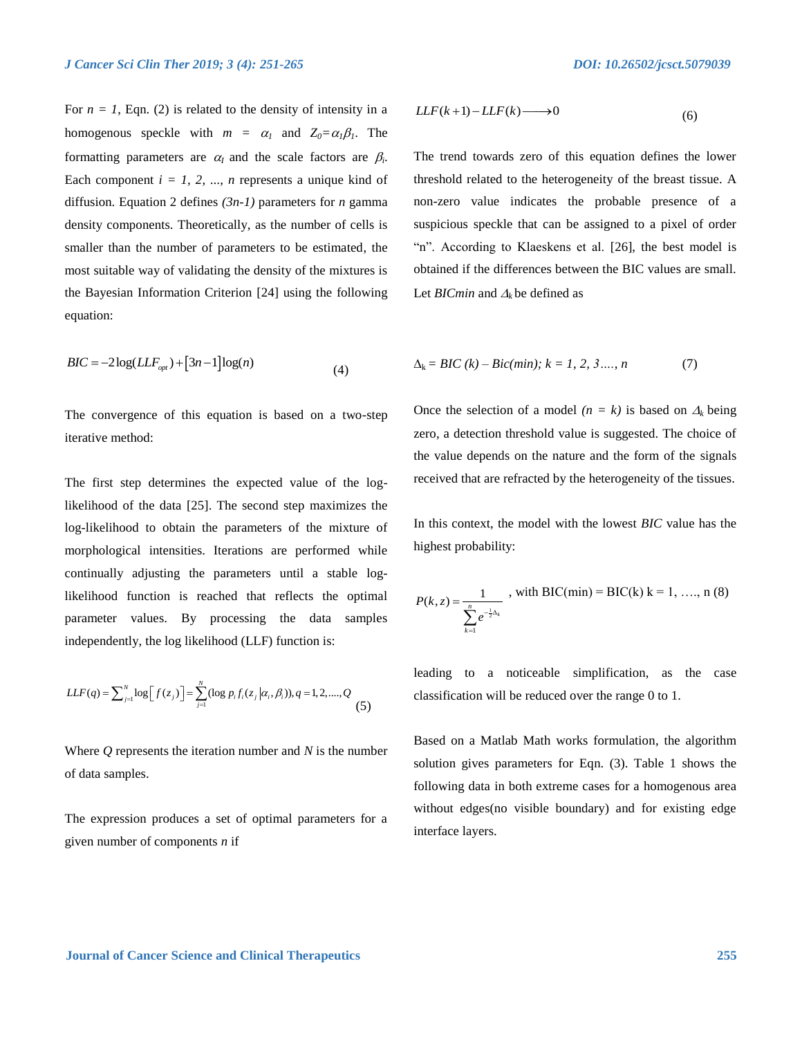For $n = 1$, Eqn. (2) is related to the density of intensity in a homogenous speckle with $m = \alpha_1$ and $Z_0 = \alpha_1 \beta_1$. The formatting parameters are $\alpha_I$ and the scale factors are $\beta_i$. Each component $i = 1, 2, ..., n$ represents a unique kind of diffusion. Equation 2 defines $(3n-1)$ parameters for $n$ gamma density components. Theoretically, as the number of cells is smaller than the number of parameters to be estimated, the most suitable way of validating the density of the mixtures is the Bayesian Information Criterion [24] using the following equation:

$$BIC = -2\log(LLF_{opt}) + [3n-1]\log(n) \tag{4}$$

The convergence of this equation is based on a two-step iterative method:

The first step determines the expected value of the log-likelihood of the data [25]. The second step maximizes the log-likelihood to obtain the parameters of the mixture of morphological intensities. Iterations are performed while continually adjusting the parameters until a stable log-likelihood function is reached that reflects the optimal parameter values. By processing the data samples independently, the log likelihood (LLF) function is:

$$LLF(q) = \sum_{j=1}^{N} \log\left[ f(z_j) \right] = \sum_{j=1}^{N} (\log p_i f_i(z_j | \alpha_i, \beta_i)), q = 1, 2, ...., Q \tag{5}$$

Where $Q$ represents the iteration number and $N$ is the number of data samples.

The expression produces a set of optimal parameters for a given number of components $n$ if

$$LLF(k+1) - LLF(k) \longrightarrow 0 \tag{6}$$

The trend towards zero of this equation defines the lower threshold related to the heterogeneity of the breast tissue. A non-zero value indicates the probable presence of a suspicious speckle that can be assigned to a pixel of order "n". According to Klaeskens et al. [26], the best model is obtained if the differences between the BIC values are small. Let *BICmin* and $\Delta_k$ be defined as

$$\Delta_k = BIC(k) - Bic(min);\ k = 1, 2, 3...., n \tag{7}$$

Once the selection of a model $(n = k)$ is based on $\Delta_k$ being zero, a detection threshold value is suggested. The choice of the value depends on the nature and the form of the signals received that are refracted by the heterogeneity of the tissues.

In this context, the model with the lowest *BIC* value has the highest probability:

$$P(k,z) = \frac{1}{\sum_{k=1}^{n} e^{-\frac{1}{2}\Delta_k}} \text{, with BIC(min) = BIC(k) k = 1, ...., n} \tag{8}$$

leading to a noticeable simplification, as the case classification will be reduced over the range 0 to 1.

Based on a Matlab Math works formulation, the algorithm solution gives parameters for Eqn. (3). Table 1 shows the following data in both extreme cases for a homogenous area without edges(no visible boundary) and for existing edge interface layers.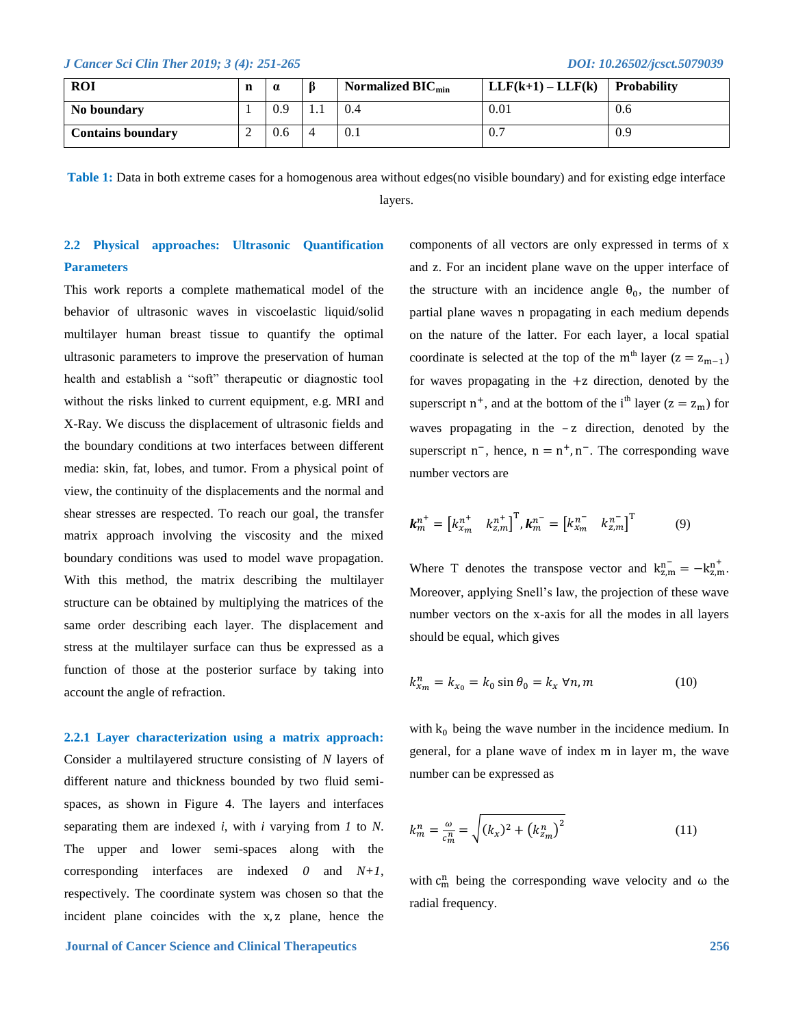| ROI | n | α | β | Normalized $BIC_{min}$ | LLF(k+1) – LLF(k) | Probability |
|---|---|---|---|---|---|---|
| **No boundary** | 1 | 0.9 | 1.1 | 0.4 | 0.01 | 0.6 |
| **Contains boundary** | 2 | 0.6 | 4 | 0.1 | 0.7 | 0.9 |

**Table 1:** Data in both extreme cases for a homogenous area without edges(no visible boundary) and for existing edge interface layers.

### 2.2 Physical approaches: Ultrasonic Quantification Parameters

This work reports a complete mathematical model of the behavior of ultrasonic waves in viscoelastic liquid/solid multilayer human breast tissue to quantify the optimal ultrasonic parameters to improve the preservation of human health and establish a "soft" therapeutic or diagnostic tool without the risks linked to current equipment, e.g. MRI and X-Ray. We discuss the displacement of ultrasonic fields and the boundary conditions at two interfaces between different media: skin, fat, lobes, and tumor. From a physical point of view, the continuity of the displacements and the normal and shear stresses are respected. To reach our goal, the transfer matrix approach involving the viscosity and the mixed boundary conditions was used to model wave propagation. With this method, the matrix describing the multilayer structure can be obtained by multiplying the matrices of the same order describing each layer. The displacement and stress at the multilayer surface can thus be expressed as a function of those at the posterior surface by taking into account the angle of refraction.

#### 2.2.1 Layer characterization using a matrix approach:

Consider a multilayered structure consisting of *N* layers of different nature and thickness bounded by two fluid semi-spaces, as shown in Figure 4. The layers and interfaces separating them are indexed *i*, with *i* varying from *1* to *N*. The upper and lower semi-spaces along with the corresponding interfaces are indexed *0* and *N+1*, respectively. The coordinate system was chosen so that the incident plane coincides with the x, z plane, hence the components of all vectors are only expressed in terms of x and z. For an incident plane wave on the upper interface of the structure with an incidence angle $\theta_0$, the number of partial plane waves n propagating in each medium depends on the nature of the latter. For each layer, a local spatial coordinate is selected at the top of the m$^{th}$ layer ($z = z_{m-1}$) for waves propagating in the +z direction, denoted by the superscript $n^+$, and at the bottom of the i$^{th}$ layer ($z = z_m$) for waves propagating in the −z direction, denoted by the superscript $n^-$, hence, $n = n^+, n^-$. The corresponding wave number vectors are

$$\boldsymbol{k}_m^{n^+} = \begin{bmatrix} k_{x_m}^{n^+} & k_{z,m}^{n^+} \end{bmatrix}^{\mathrm{T}}, \boldsymbol{k}_m^{n^-} = \begin{bmatrix} k_{x_m}^{n^-} & k_{z,m}^{n^-} \end{bmatrix}^{\mathrm{T}} \tag{9}$$

Where T denotes the transpose vector and $k_{z,m}^{n^-} = -k_{z,m}^{n^+}$. Moreover, applying Snell's law, the projection of these wave number vectors on the x-axis for all the modes in all layers should be equal, which gives

$$k_{x_m}^n = k_{x_0} = k_0 \sin\theta_0 = k_x \;\forall n, m \tag{10}$$

with $k_0$ being the wave number in the incidence medium. In general, for a plane wave of index m in layer m, the wave number can be expressed as

$$k_m^n = \frac{\omega}{c_m^n} = \sqrt{(k_x)^2 + \left(k_{z_m}^n\right)^2} \tag{11}$$

with $c_m^n$ being the corresponding wave velocity and ω the radial frequency.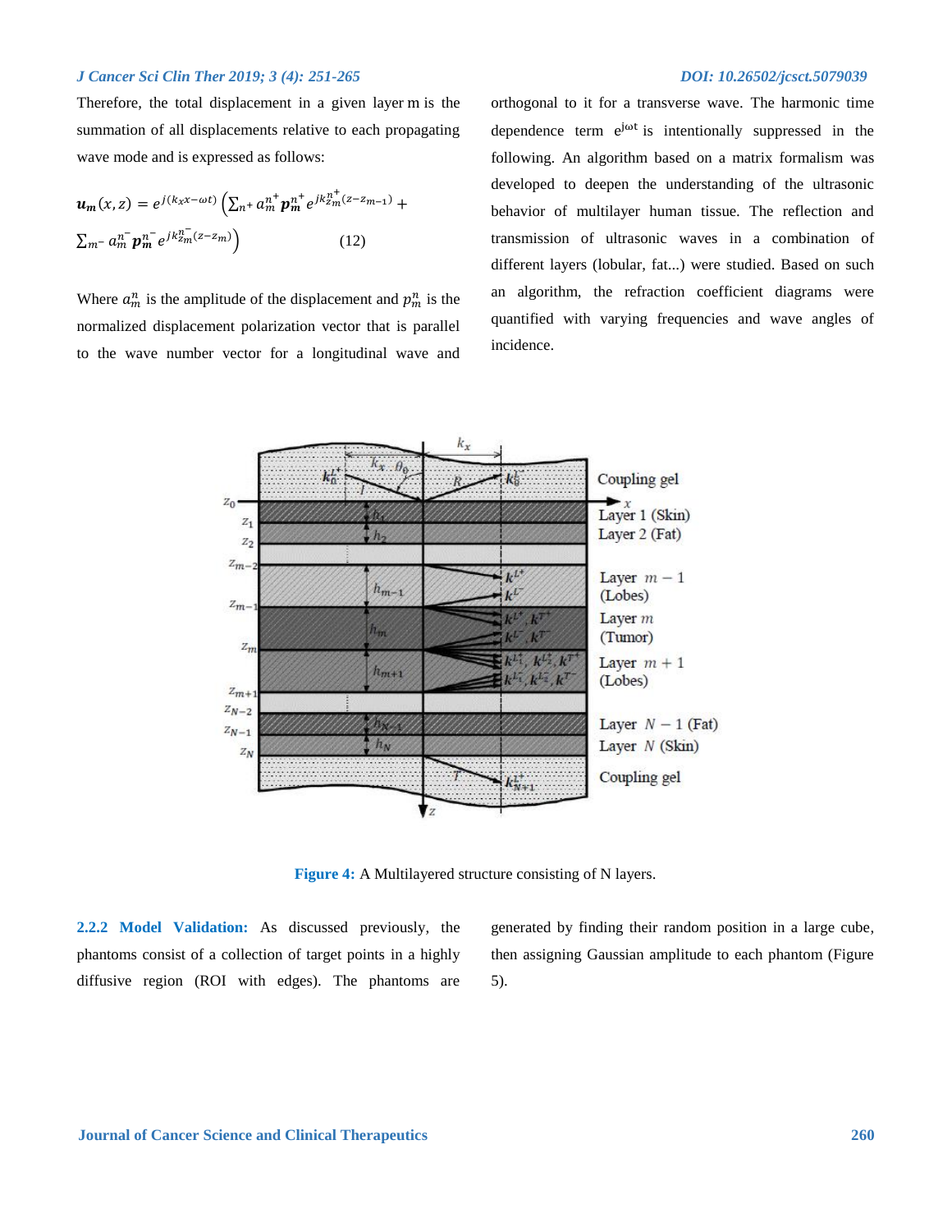Therefore, the total displacement in a given layer m is the summation of all displacements relative to each propagating wave mode and is expressed as follows:

$$\boldsymbol{u_m}(x,z) = e^{j(k_x x - \omega t)} \left( \sum_{n^+} a_m^{n^+} \boldsymbol{p_m^{n^+}} e^{jk_{zm}^{n^+}(z - z_{m-1})} + \sum_{m^-} a_m^{n^-} \boldsymbol{p_m^{n^-}} e^{jk_{zm}^{n^-}(z - z_m)} \right) \quad (12)$$

Where $a_m^n$ is the amplitude of the displacement and $p_m^n$ is the normalized displacement polarization vector that is parallel to the wave number vector for a longitudinal wave and orthogonal to it for a transverse wave. The harmonic time dependence term $e^{j\omega t}$ is intentionally suppressed in the following. An algorithm based on a matrix formalism was developed to deepen the understanding of the ultrasonic behavior of multilayer human tissue. The reflection and transmission of ultrasonic waves in a combination of different layers (lobular, fat...) were studied. Based on such an algorithm, the refraction coefficient diagrams were quantified with varying frequencies and wave angles of incidence.

**Figure 4:** A Multilayered structure consisting of N layers.

**2.2.2 Model Validation:** As discussed previously, the phantoms consist of a collection of target points in a highly diffusive region (ROI with edges). The phantoms are generated by finding their random position in a large cube, then assigning Gaussian amplitude to each phantom (Figure 5).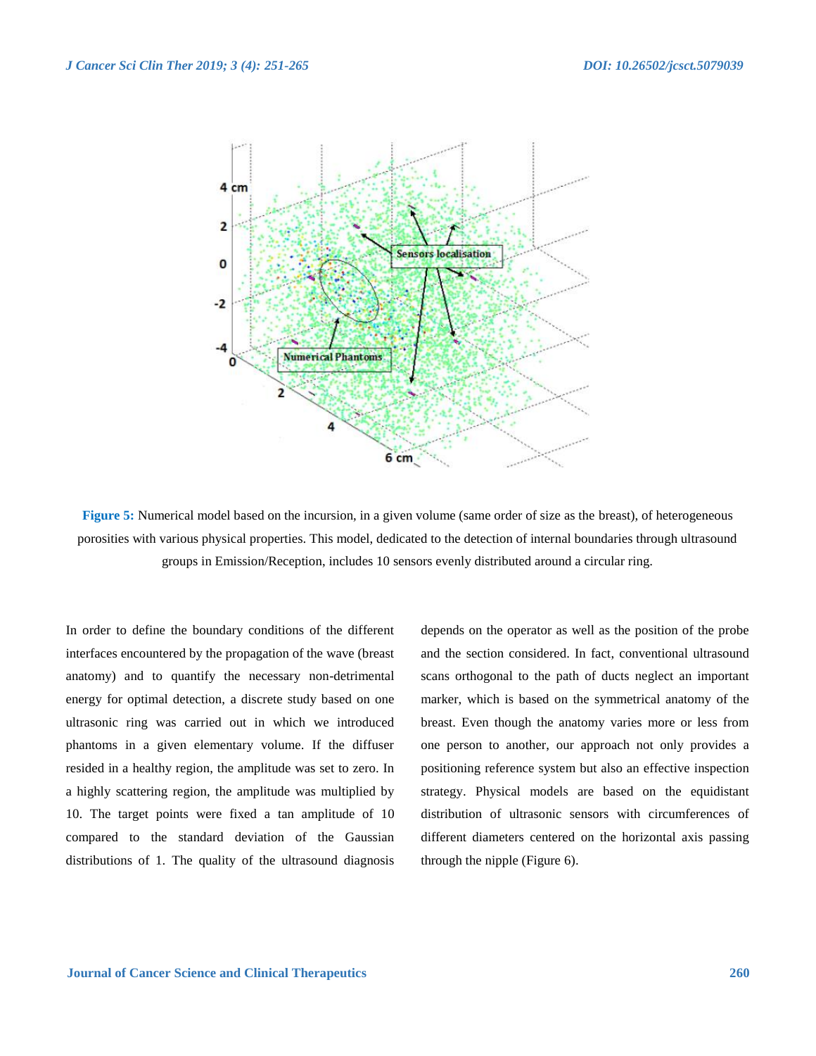**Figure 5:** Numerical model based on the incursion, in a given volume (same order of size as the breast), of heterogeneous porosities with various physical properties. This model, dedicated to the detection of internal boundaries through ultrasound groups in Emission/Reception, includes 10 sensors evenly distributed around a circular ring.

In order to define the boundary conditions of the different interfaces encountered by the propagation of the wave (breast anatomy) and to quantify the necessary non-detrimental energy for optimal detection, a discrete study based on one ultrasonic ring was carried out in which we introduced phantoms in a given elementary volume. If the diffuser resided in a healthy region, the amplitude was set to zero. In a highly scattering region, the amplitude was multiplied by 10. The target points were fixed a tan amplitude of 10 compared to the standard deviation of the Gaussian distributions of 1. The quality of the ultrasound diagnosis depends on the operator as well as the position of the probe and the section considered. In fact, conventional ultrasound scans orthogonal to the path of ducts neglect an important marker, which is based on the symmetrical anatomy of the breast. Even though the anatomy varies more or less from one person to another, our approach not only provides a positioning reference system but also an effective inspection strategy. Physical models are based on the equidistant distribution of ultrasonic sensors with circumferences of different diameters centered on the horizontal axis passing through the nipple (Figure 6).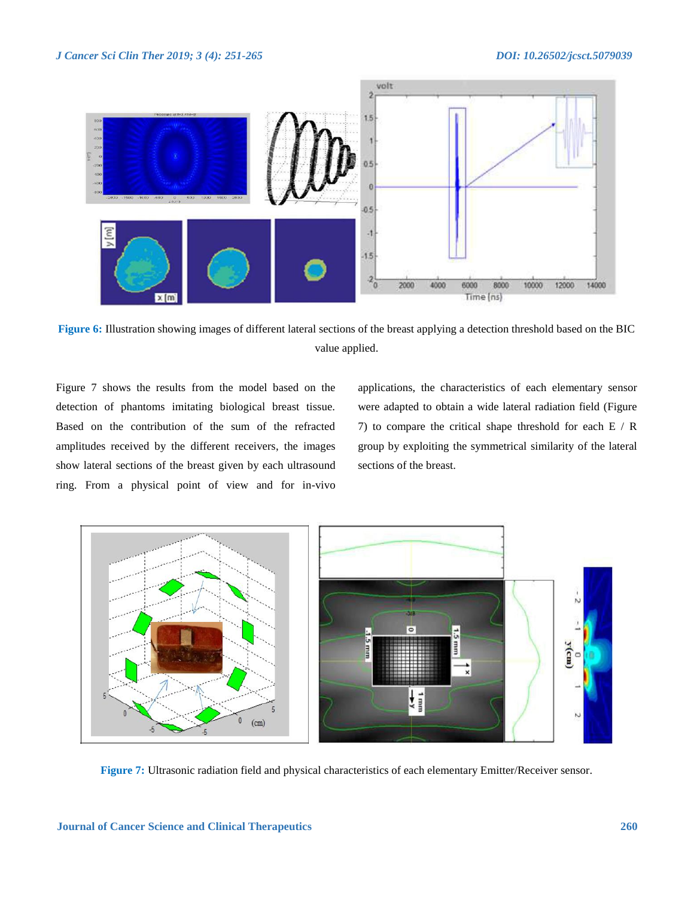Figure 6: Illustration showing images of different lateral sections of the breast applying a detection threshold based on the BIC value applied.

Figure 7 shows the results from the model based on the detection of phantoms imitating biological breast tissue. Based on the contribution of the sum of the refracted amplitudes received by the different receivers, the images show lateral sections of the breast given by each ultrasound ring. From a physical point of view and for in-vivo applications, the characteristics of each elementary sensor were adapted to obtain a wide lateral radiation field (Figure 7) to compare the critical shape threshold for each E / R group by exploiting the symmetrical similarity of the lateral sections of the breast.

Figure 7: Ultrasonic radiation field and physical characteristics of each elementary Emitter/Receiver sensor.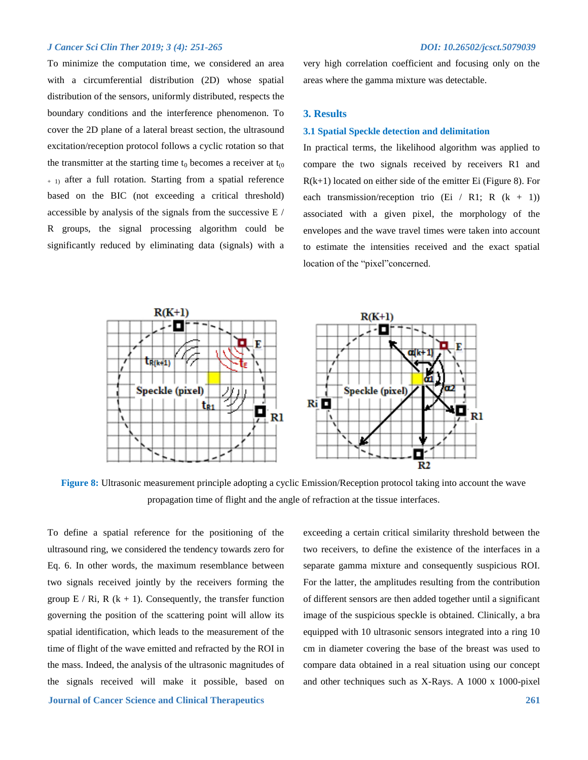To minimize the computation time, we considered an area with a circumferential distribution (2D) whose spatial distribution of the sensors, uniformly distributed, respects the boundary conditions and the interference phenomenon. To cover the 2D plane of a lateral breast section, the ultrasound excitation/reception protocol follows a cyclic rotation so that the transmitter at the starting time $t_0$ becomes a receiver at $t_{(0+1)}$ after a full rotation. Starting from a spatial reference based on the BIC (not exceeding a critical threshold) accessible by analysis of the signals from the successive E / R groups, the signal processing algorithm could be significantly reduced by eliminating data (signals) with a very high correlation coefficient and focusing only on the areas where the gamma mixture was detectable.

## 3. Results

### 3.1 Spatial Speckle detection and delimitation

In practical terms, the likelihood algorithm was applied to compare the two signals received by receivers R1 and R(k+1) located on either side of the emitter Ei (Figure 8). For each transmission/reception trio (Ei / R1; R (k + 1)) associated with a given pixel, the morphology of the envelopes and the wave travel times were taken into account to estimate the intensities received and the exact spatial location of the "pixel"concerned.

**Figure 8:** Ultrasonic measurement principle adopting a cyclic Emission/Reception protocol taking into account the wave propagation time of flight and the angle of refraction at the tissue interfaces.

To define a spatial reference for the positioning of the ultrasound ring, we considered the tendency towards zero for Eq. 6. In other words, the maximum resemblance between two signals received jointly by the receivers forming the group E / Ri, R (k + 1). Consequently, the transfer function governing the position of the scattering point will allow its spatial identification, which leads to the measurement of the time of flight of the wave emitted and refracted by the ROI in the mass. Indeed, the analysis of the ultrasonic magnitudes of the signals received will make it possible, based on exceeding a certain critical similarity threshold between the two receivers, to define the existence of the interfaces in a separate gamma mixture and consequently suspicious ROI. For the latter, the amplitudes resulting from the contribution of different sensors are then added together until a significant image of the suspicious speckle is obtained. Clinically, a bra equipped with 10 ultrasonic sensors integrated into a ring 10 cm in diameter covering the base of the breast was used to compare data obtained in a real situation using our concept and other techniques such as X-Rays. A 1000 x 1000-pixel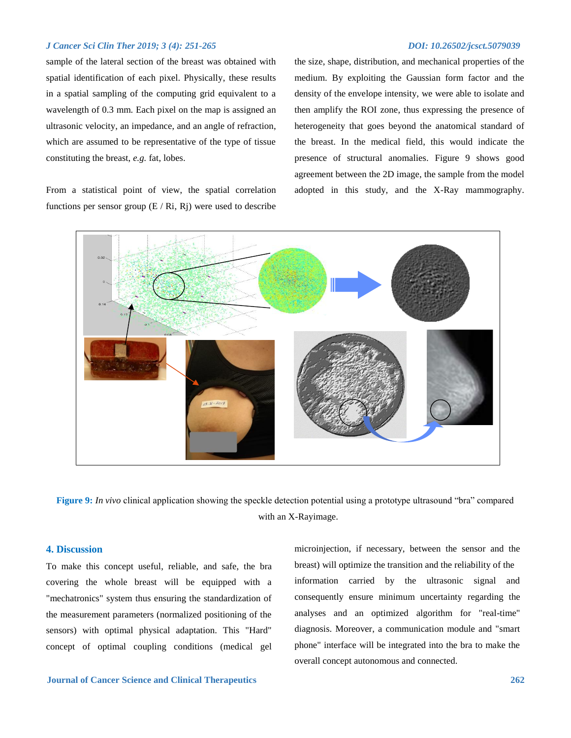sample of the lateral section of the breast was obtained with spatial identification of each pixel. Physically, these results in a spatial sampling of the computing grid equivalent to a wavelength of 0.3 mm. Each pixel on the map is assigned an ultrasonic velocity, an impedance, and an angle of refraction, which are assumed to be representative of the type of tissue constituting the breast, *e.g.* fat, lobes.

From a statistical point of view, the spatial correlation functions per sensor group (E / Ri, Rj) were used to describe the size, shape, distribution, and mechanical properties of the medium. By exploiting the Gaussian form factor and the density of the envelope intensity, we were able to isolate and then amplify the ROI zone, thus expressing the presence of heterogeneity that goes beyond the anatomical standard of the breast. In the medical field, this would indicate the presence of structural anomalies. Figure 9 shows good agreement between the 2D image, the sample from the model adopted in this study, and the X-Ray mammography.

**Figure 9:** *In vivo* clinical application showing the speckle detection potential using a prototype ultrasound "bra" compared with an X-Rayimage.

## 4. Discussion

To make this concept useful, reliable, and safe, the bra covering the whole breast will be equipped with a "mechatronics" system thus ensuring the standardization of the measurement parameters (normalized positioning of the sensors) with optimal physical adaptation. This "Hard" concept of optimal coupling conditions (medical gel microinjection, if necessary, between the sensor and the breast) will optimize the transition and the reliability of the information carried by the ultrasonic signal and consequently ensure minimum uncertainty regarding the analyses and an optimized algorithm for "real-time" diagnosis. Moreover, a communication module and "smart phone" interface will be integrated into the bra to make the overall concept autonomous and connected.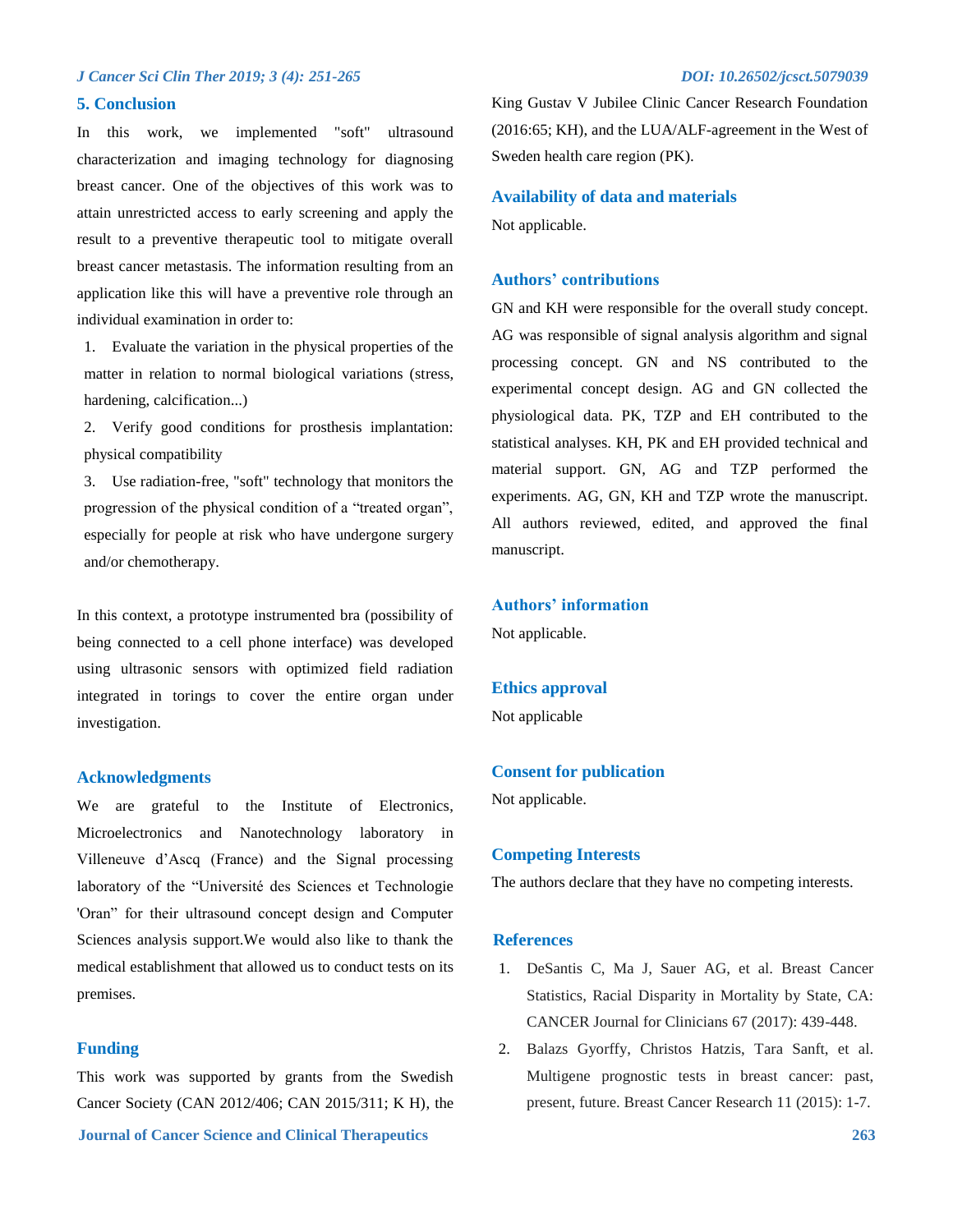## 5. Conclusion

In this work, we implemented "soft" ultrasound characterization and imaging technology for diagnosing breast cancer. One of the objectives of this work was to attain unrestricted access to early screening and apply the result to a preventive therapeutic tool to mitigate overall breast cancer metastasis. The information resulting from an application like this will have a preventive role through an individual examination in order to:

1. Evaluate the variation in the physical properties of the matter in relation to normal biological variations (stress, hardening, calcification...)
2. Verify good conditions for prosthesis implantation: physical compatibility
3. Use radiation-free, "soft" technology that monitors the progression of the physical condition of a “treated organ”, especially for people at risk who have undergone surgery and/or chemotherapy.

In this context, a prototype instrumented bra (possibility of being connected to a cell phone interface) was developed using ultrasonic sensors with optimized field radiation integrated in torings to cover the entire organ under investigation.

## Acknowledgments

We are grateful to the Institute of Electronics, Microelectronics and Nanotechnology laboratory in Villeneuve d’Ascq (France) and the Signal processing laboratory of the “Université des Sciences et Technologie 'Oran” for their ultrasound concept design and Computer Sciences analysis support.We would also like to thank the medical establishment that allowed us to conduct tests on its premises.

## Funding

This work was supported by grants from the Swedish Cancer Society (CAN 2012/406; CAN 2015/311; K H), the King Gustav V Jubilee Clinic Cancer Research Foundation (2016:65; KH), and the LUA/ALF-agreement in the West of Sweden health care region (PK).

## Availability of data and materials

Not applicable.

## Authors’ contributions

GN and KH were responsible for the overall study concept. AG was responsible of signal analysis algorithm and signal processing concept. GN and NS contributed to the experimental concept design. AG and GN collected the physiological data. PK, TZP and EH contributed to the statistical analyses. KH, PK and EH provided technical and material support. GN, AG and TZP performed the experiments. AG, GN, KH and TZP wrote the manuscript. All authors reviewed, edited, and approved the final manuscript.

## Authors’ information

Not applicable.

## Ethics approval

Not applicable

## Consent for publication

Not applicable.

## Competing Interests

The authors declare that they have no competing interests.

## References

1. DeSantis C, Ma J, Sauer AG, et al. Breast Cancer Statistics, Racial Disparity in Mortality by State, CA: CANCER Journal for Clinicians 67 (2017): 439-448.
2. Balazs Gyorffy, Christos Hatzis, Tara Sanft, et al. Multigene prognostic tests in breast cancer: past, present, future. Breast Cancer Research 11 (2015): 1-7.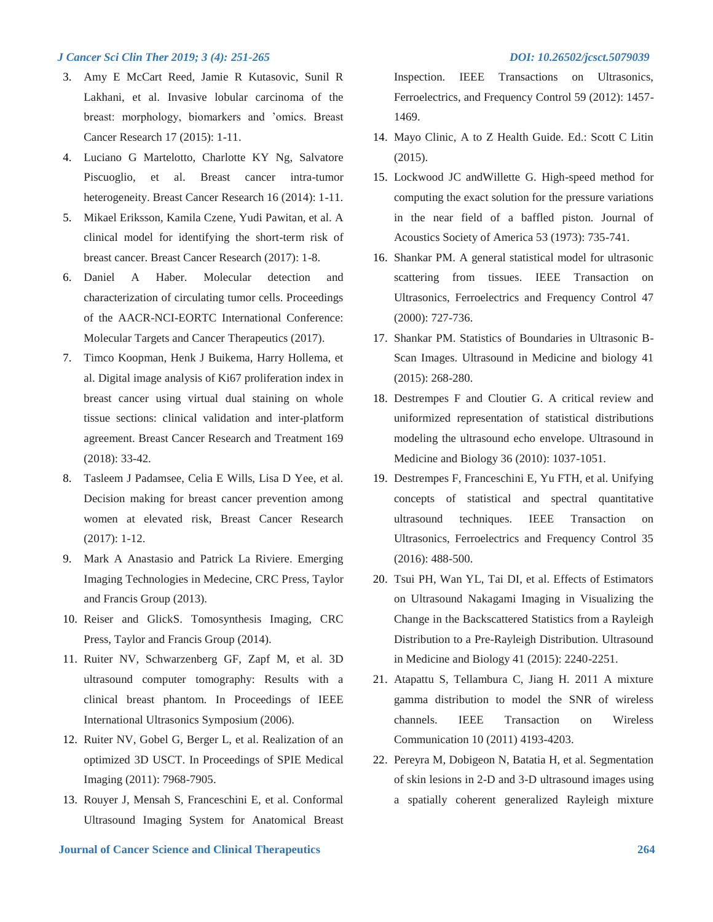3. Amy E McCart Reed, Jamie R Kutasovic, Sunil R Lakhani, et al. Invasive lobular carcinoma of the breast: morphology, biomarkers and 'omics. Breast Cancer Research 17 (2015): 1-11.
4. Luciano G Martelotto, Charlotte KY Ng, Salvatore Piscuoglio, et al. Breast cancer intra-tumor heterogeneity. Breast Cancer Research 16 (2014): 1-11.
5. Mikael Eriksson, Kamila Czene, Yudi Pawitan, et al. A clinical model for identifying the short-term risk of breast cancer. Breast Cancer Research (2017): 1-8.
6. Daniel A Haber. Molecular detection and characterization of circulating tumor cells. Proceedings of the AACR-NCI-EORTC International Conference: Molecular Targets and Cancer Therapeutics (2017).
7. Timco Koopman, Henk J Buikema, Harry Hollema, et al. Digital image analysis of Ki67 proliferation index in breast cancer using virtual dual staining on whole tissue sections: clinical validation and inter-platform agreement. Breast Cancer Research and Treatment 169 (2018): 33-42.
8. Tasleem J Padamsee, Celia E Wills, Lisa D Yee, et al. Decision making for breast cancer prevention among women at elevated risk, Breast Cancer Research (2017): 1-12.
9. Mark A Anastasio and Patrick La Riviere. Emerging Imaging Technologies in Medecine, CRC Press, Taylor and Francis Group (2013).
10. Reiser and GlickS. Tomosynthesis Imaging, CRC Press, Taylor and Francis Group (2014).
11. Ruiter NV, Schwarzenberg GF, Zapf M, et al. 3D ultrasound computer tomography: Results with a clinical breast phantom. In Proceedings of IEEE International Ultrasonics Symposium (2006).
12. Ruiter NV, Gobel G, Berger L, et al. Realization of an optimized 3D USCT. In Proceedings of SPIE Medical Imaging (2011): 7968-7905.
13. Rouyer J, Mensah S, Franceschini E, et al. Conformal Ultrasound Imaging System for Anatomical Breast Inspection. IEEE Transactions on Ultrasonics, Ferroelectrics, and Frequency Control 59 (2012): 1457-1469.
14. Mayo Clinic, A to Z Health Guide. Ed.: Scott C Litin (2015).
15. Lockwood JC andWillette G. High-speed method for computing the exact solution for the pressure variations in the near field of a baffled piston. Journal of Acoustics Society of America 53 (1973): 735-741.
16. Shankar PM. A general statistical model for ultrasonic scattering from tissues. IEEE Transaction on Ultrasonics, Ferroelectrics and Frequency Control 47 (2000): 727-736.
17. Shankar PM. Statistics of Boundaries in Ultrasonic B-Scan Images. Ultrasound in Medicine and biology 41 (2015): 268-280.
18. Destrempes F and Cloutier G. A critical review and uniformized representation of statistical distributions modeling the ultrasound echo envelope. Ultrasound in Medicine and Biology 36 (2010): 1037-1051.
19. Destrempes F, Franceschini E, Yu FTH, et al. Unifying concepts of statistical and spectral quantitative ultrasound techniques. IEEE Transaction on Ultrasonics, Ferroelectrics and Frequency Control 35 (2016): 488-500.
20. Tsui PH, Wan YL, Tai DI, et al. Effects of Estimators on Ultrasound Nakagami Imaging in Visualizing the Change in the Backscattered Statistics from a Rayleigh Distribution to a Pre-Rayleigh Distribution. Ultrasound in Medicine and Biology 41 (2015): 2240-2251.
21. Atapattu S, Tellambura C, Jiang H. 2011 A mixture gamma distribution to model the SNR of wireless channels. IEEE Transaction on Wireless Communication 10 (2011) 4193-4203.
22. Pereyra M, Dobigeon N, Batatia H, et al. Segmentation of skin lesions in 2-D and 3-D ultrasound images using a spatially coherent generalized Rayleigh mixture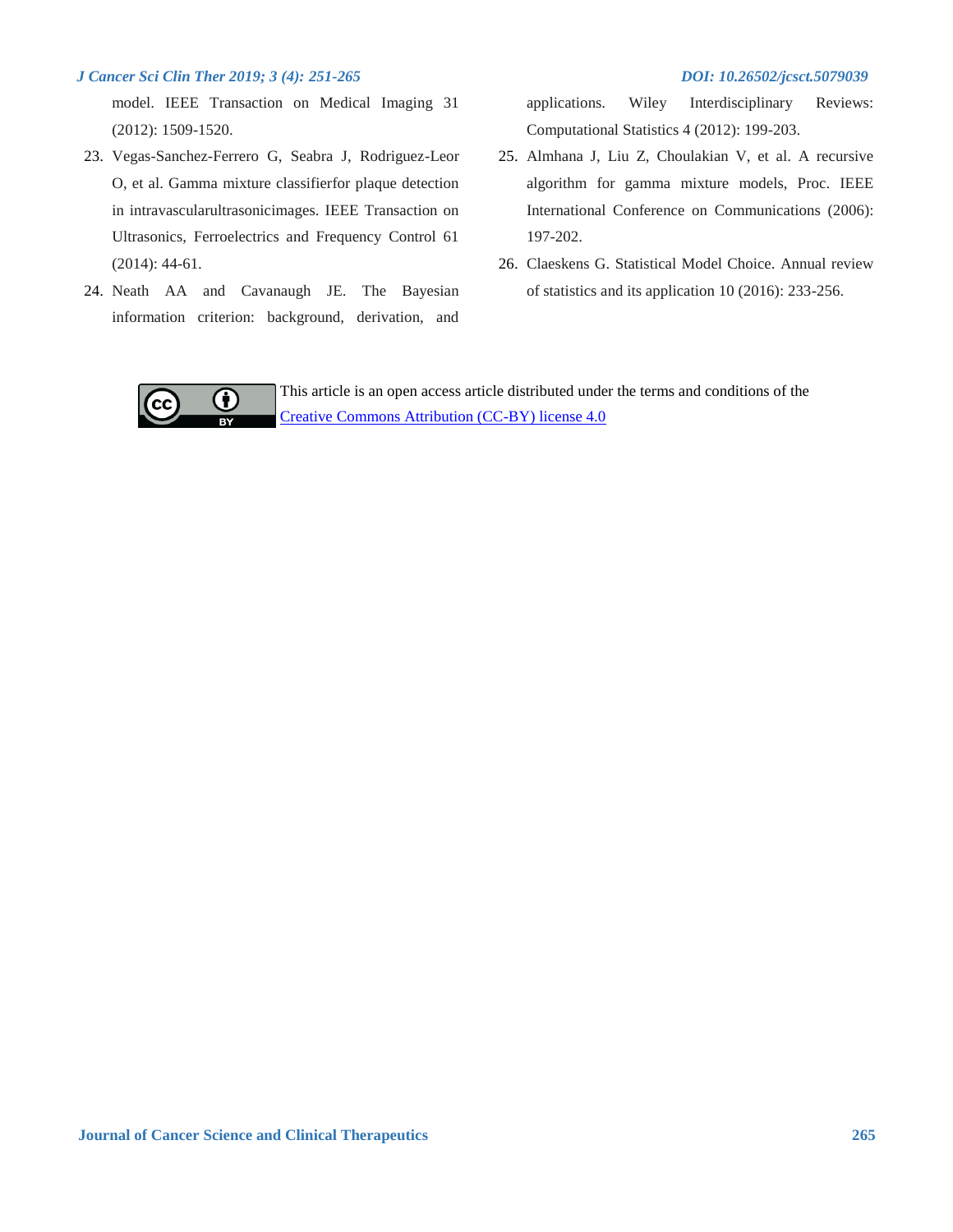model. IEEE Transaction on Medical Imaging 31 (2012): 1509-1520.

23. Vegas-Sanchez-Ferrero G, Seabra J, Rodriguez-Leor O, et al. Gamma mixture classifierfor plaque detection in intravascularultrasonicimages. IEEE Transaction on Ultrasonics, Ferroelectrics and Frequency Control 61 (2014): 44-61.
24. Neath AA and Cavanaugh JE. The Bayesian information criterion: background, derivation, and applications. Wiley Interdisciplinary Reviews: Computational Statistics 4 (2012): 199-203.
25. Almhana J, Liu Z, Choulakian V, et al. A recursive algorithm for gamma mixture models, Proc. IEEE International Conference on Communications (2006): 197-202.
26. Claeskens G. Statistical Model Choice. Annual review of statistics and its application 10 (2016): 233-256.

This article is an open access article distributed under the terms and conditions of the Creative Commons Attribution (CC-BY) license 4.0